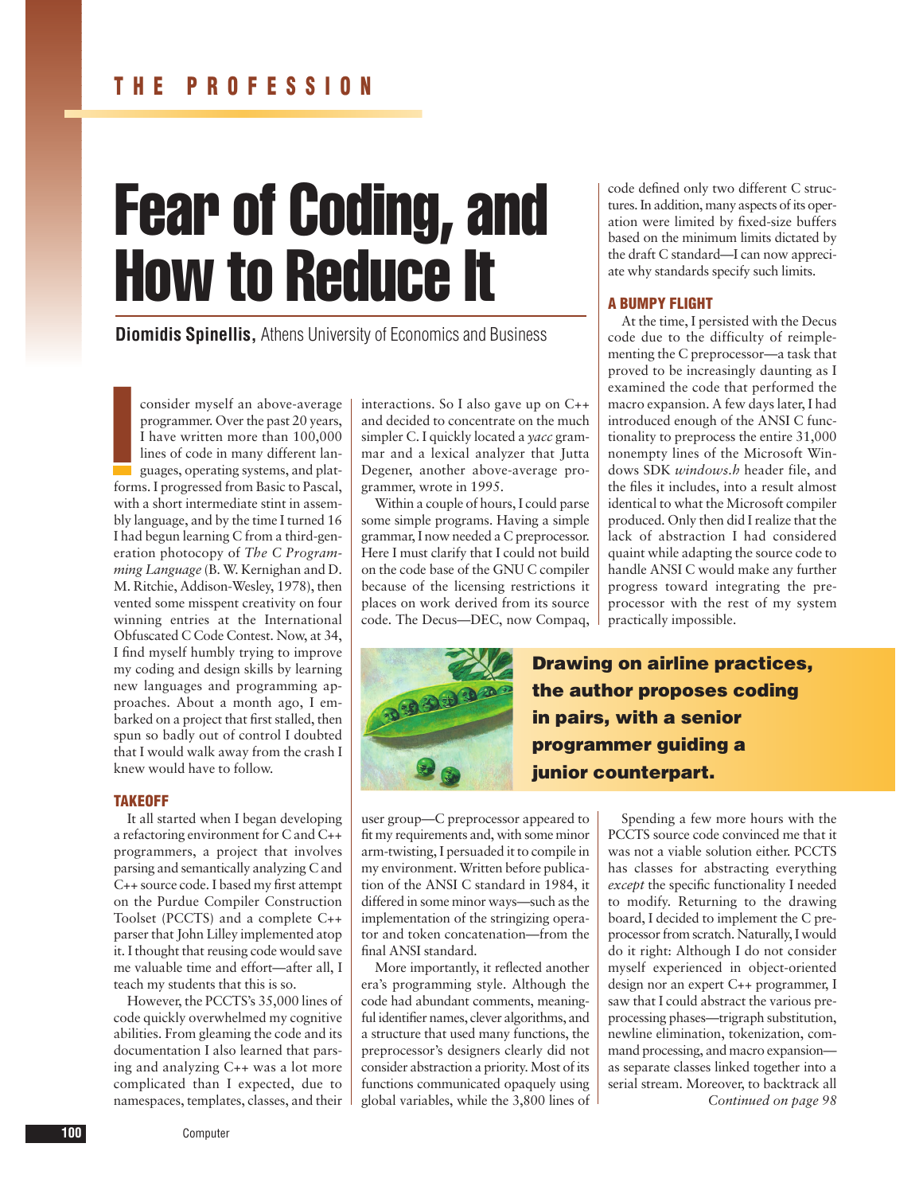# Fear of Coding, and How to Reduce It

**Diomidis Spinellis**, Athens University of Economics and Business

**Drawing on airline practices, the author proposes coding in pairs, with a senior programmer guiding a junior counterpart.**

I consider myself an above-average programmer. Over the past 20 years, I have written more than 100,000 lines of code in many different languages, operating systems, and platforms. I progressed from Basic to Pascal, with a short intermediate stint in assembly language, and by the time I turned 16 I had begun learning C from a third-generation photocopy of *The C Programming Language* (B. W. Kernighan and D. M. Ritchie, Addison-Wesley, 1978), then vented some misspent creativity on four winning entries at the International Obfuscated C Code Contest. Now, at 34, I find myself humbly trying to improve my coding and design skills by learning new languages and programming approaches. About a month ago, I embarked on a project that first stalled, then spun so badly out of control I doubted that I would walk away from the crash I knew would have to follow.

## TAKEOFF

It all started when I began developing a refactoring environment for C and C++ programmers, a project that involves parsing and semantically analyzing C and C++ source code. I based my first attempt on the Purdue Compiler Construction Toolset (PCCTS) and a complete C++ parser that John Lilley implemented atop it. I thought that reusing code would save me valuable time and effort—after all, I teach my students that this is so.

However, the PCCTS's 35,000 lines of code quickly overwhelmed my cognitive abilities. From gleaming the code and its documentation I also learned that parsing and analyzing C++ was a lot more complicated than I expected, due to namespaces, templates, classes, and their interactions. So I also gave up on C++ and decided to concentrate on the much simpler C. I quickly located a *yacc* grammar and a lexical analyzer that Jutta Degener, another above-average programmer, wrote in 1995.

Within a couple of hours, I could parse some simple programs. Having a simple grammar, I now needed a C preprocessor. Here I must clarify that I could not build on the code base of the GNU C compiler because of the licensing restrictions it places on work derived from its source code. The Decus—DEC, now Compaq, user group—C preprocessor appeared to fit my requirements and, with some minor arm-twisting, I persuaded it to compile in my environment. Written before publication of the ANSI C standard in 1984, it differed in some minor ways—such as the implementation of the stringizing operator and token concatenation—from the final ANSI standard.

More importantly, it reflected another era's programming style. Although the code had abundant comments, meaningful identifier names, clever algorithms, and a structure that used many functions, the preprocessor's designers clearly did not consider abstraction a priority. Most of its functions communicated opaquely using global variables, while the 3,800 lines of code defined only two different C structures. In addition, many aspects of its operation were limited by fixed-size buffers based on the minimum limits dictated by the draft C standard—I can now appreciate why standards specify such limits.

## A BUMPY FLIGHT

At the time, I persisted with the Decus code due to the difficulty of reimplementing the C preprocessor—a task that proved to be increasingly daunting as I examined the code that performed the macro expansion. A few days later, I had introduced enough of the ANSI C functionality to preprocess the entire 31,000 nonempty lines of the Microsoft Windows SDK *windows.h* header file, and the files it includes, into a result almost identical to what the Microsoft compiler produced. Only then did I realize that the lack of abstraction I had considered quaint while adapting the source code to handle ANSI C would make any further progress toward integrating the preprocessor with the rest of my system practically impossible.

Spending a few more hours with the PCCTS source code convinced me that it was not a viable solution either. PCCTS has classes for abstracting everything *except* the specific functionality I needed to modify. Returning to the drawing board, I decided to implement the C preprocessor from scratch. Naturally, I would do it right: Although I do not consider myself experienced in object-oriented design nor an expert C++ programmer, I saw that I could abstract the various preprocessing phases—trigraph substitution, newline elimination, tokenization, command processing, and macro expansion—as separate classes linked together into a serial stream. Moreover, to backtrack all

*Continued on page 98*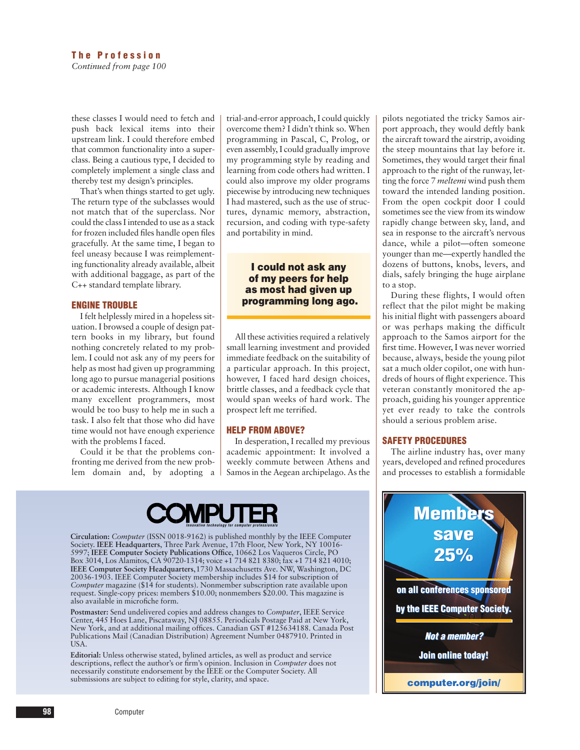**The Profession**
*Continued from page 100*

these classes I would need to fetch and push back lexical items into their upstream link. I could therefore embed that common functionality into a superclass. Being a cautious type, I decided to completely implement a single class and thereby test my design's principles.

That's when things started to get ugly. The return type of the subclasses would not match that of the superclass. Nor could the class I intended to use as a stack for frozen included files handle open files gracefully. At the same time, I began to feel uneasy because I was reimplementing functionality already available, albeit with additional baggage, as part of the C++ standard template library.

## ENGINE TROUBLE

I felt helplessly mired in a hopeless situation. I browsed a couple of design pattern books in my library, but found nothing concretely related to my problem. I could not ask any of my peers for help as most had given up programming long ago to pursue managerial positions or academic interests. Although I know many excellent programmers, most would be too busy to help me in such a task. I also felt that those who did have time would not have enough experience with the problems I faced.

Could it be that the problems confronting me derived from the new problem domain and, by adopting a trial-and-error approach, I could quickly overcome them? I didn't think so. When programming in Pascal, C, Prolog, or even assembly, I could gradually improve my programming style by reading and learning from code others had written. I could also improve my older programs piecewise by introducing new techniques I had mastered, such as the use of structures, dynamic memory, abstraction, recursion, and coding with type-safety and portability in mind.

**I could not ask any of my peers for help as most had given up programming long ago.**

All these activities required a relatively small learning investment and provided immediate feedback on the suitability of a particular approach. In this project, however, I faced hard design choices, brittle classes, and a feedback cycle that would span weeks of hard work. The prospect left me terrified.

## HELP FROM ABOVE?

In desperation, I recalled my previous academic appointment: It involved a weekly commute between Athens and Samos in the Aegean archipelago. As the pilots negotiated the tricky Samos airport approach, they would deftly bank the aircraft toward the airstrip, avoiding the steep mountains that lay before it. Sometimes, they would target their final approach to the right of the runway, letting the force 7 *meltemi* wind push them toward the intended landing position. From the open cockpit door I could sometimes see the view from its window rapidly change between sky, land, and sea in response to the aircraft's nervous dance, while a pilot—often someone younger than me—expertly handled the dozens of buttons, knobs, levers, and dials, safely bringing the huge airplane to a stop.

During these flights, I would often reflect that the pilot might be making his initial flight with passengers aboard or was perhaps making the difficult approach to the Samos airport for the first time. However, I was never worried because, always, beside the young pilot sat a much older copilot, one with hundreds of hours of flight experience. This veteran constantly monitored the approach, guiding his younger apprentice yet ever ready to take the controls should a serious problem arise.

## SAFETY PROCEDURES

The airline industry has, over many years, developed and refined procedures and processes to establish a formidable

---

**COMPUTER** *Innovative technology for computer professionals*

**Circulation:** *Computer* (ISSN 0018-9162) is published monthly by the IEEE Computer Society. **IEEE Headquarters**, Three Park Avenue, 17th Floor, New York, NY 10016-5997; **IEEE Computer Society Publications Office**, 10662 Los Vaqueros Circle, PO Box 3014, Los Alamitos, CA 90720-1314; voice +1 714 821 8380; fax +1 714 821 4010; **IEEE Computer Society Headquarters**,1730 Massachusetts Ave. NW, Washington, DC 20036-1903. IEEE Computer Society membership includes $14 for subscription of *Computer* magazine ($14 for students). Nonmember subscription rate available upon request. Single-copy prices: members $10.00; nonmembers $20.00. This magazine is also available in microfiche form.

**Postmaster:** Send undelivered copies and address changes to *Computer*, IEEE Service Center, 445 Hoes Lane, Piscataway, NJ 08855. Periodicals Postage Paid at New York, New York, and at additional mailing offices. Canadian GST #125634188. Canada Post Publications Mail (Canadian Distribution) Agreement Number 0487910. Printed in USA.

**Editorial:** Unless otherwise stated, bylined articles, as well as product and service descriptions, reflect the author's or firm's opinion. Inclusion in *Computer* does not necessarily constitute endorsement by the IEEE or the Computer Society. All submissions are subject to editing for style, clarity, and space.

---

**Members save 25%** on all conferences sponsored by the IEEE Computer Society.

*Not a member?* **Join online today!**

**computer.org/join/**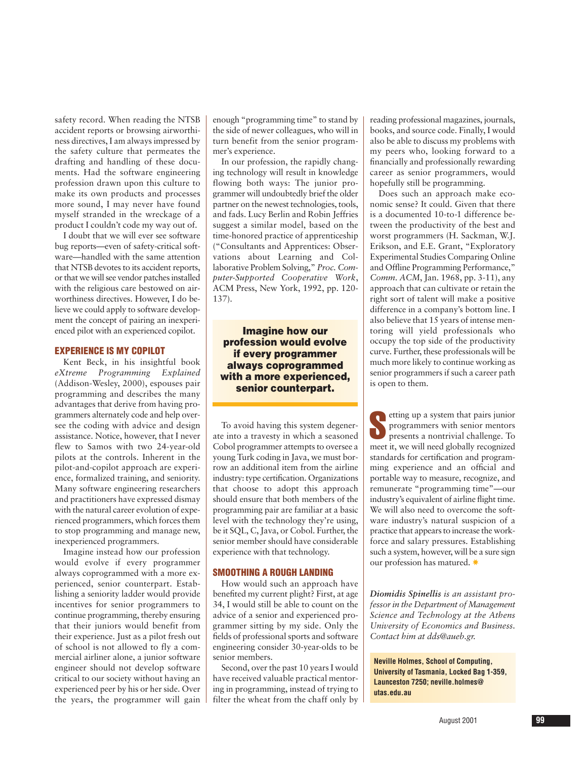safety record. When reading the NTSB accident reports or browsing airworthiness directives, I am always impressed by the safety culture that permeates the drafting and handling of these documents. Had the software engineering profession drawn upon this culture to make its own products and processes more sound, I may never have found myself stranded in the wreckage of a product I couldn't code my way out of.

I doubt that we will ever see software bug reports—even of safety-critical software—handled with the same attention that NTSB devotes to its accident reports, or that we will see vendor patches installed with the religious care bestowed on airworthiness directives. However, I do believe we could apply to software development the concept of pairing an inexperienced pilot with an experienced copilot.

## EXPERIENCE IS MY COPILOT

Kent Beck, in his insightful book *eXtreme Programming Explained* (Addison-Wesley, 2000), espouses pair programming and describes the many advantages that derive from having programmers alternately code and help oversee the coding with advice and design assistance. Notice, however, that I never flew to Samos with two 24-year-old pilots at the controls. Inherent in the pilot-and-copilot approach are experience, formalized training, and seniority. Many software engineering researchers and practitioners have expressed dismay with the natural career evolution of experienced programmers, which forces them to stop programming and manage new, inexperienced programmers.

Imagine instead how our profession would evolve if every programmer always coprogrammed with a more experienced, senior counterpart. Establishing a seniority ladder would provide incentives for senior programmers to continue programming, thereby ensuring that their juniors would benefit from their experience. Just as a pilot fresh out of school is not allowed to fly a commercial airliner alone, a junior software engineer should not develop software critical to our society without having an experienced peer by his or her side. Over the years, the programmer will gain enough "programming time" to stand by the side of newer colleagues, who will in turn benefit from the senior programmer's experience.

In our profession, the rapidly changing technology will result in knowledge flowing both ways: The junior programmer will undoubtedly brief the older partner on the newest technologies, tools, and fads. Lucy Berlin and Robin Jeffries suggest a similar model, based on the time-honored practice of apprenticeship ("Consultants and Apprentices: Observations about Learning and Collaborative Problem Solving," *Proc. Computer-Supported Cooperative Work*, ACM Press, New York, 1992, pp. 120-137).

**Imagine how our profession would evolve if every programmer always coprogrammed with a more experienced, senior counterpart.**

To avoid having this system degenerate into a travesty in which a seasoned Cobol programmer attempts to oversee a young Turk coding in Java, we must borrow an additional item from the airline industry: type certification. Organizations that choose to adopt this approach should ensure that both members of the programming pair are familiar at a basic level with the technology they're using, be it SQL, C, Java, or Cobol. Further, the senior member should have considerable experience with that technology.

## SMOOTHING A ROUGH LANDING

How would such an approach have benefited my current plight? First, at age 34, I would still be able to count on the advice of a senior and experienced programmer sitting by my side. Only the fields of professional sports and software engineering consider 30-year-olds to be senior members.

Second, over the past 10 years I would have received valuable practical mentoring in programming, instead of trying to filter the wheat from the chaff only by reading professional magazines, journals, books, and source code. Finally, I would also be able to discuss my problems with my peers who, looking forward to a financially and professionally rewarding career as senior programmers, would hopefully still be programming.

Does such an approach make economic sense? It could. Given that there is a documented 10-to-1 difference between the productivity of the best and worst programmers (H. Sackman, W.J. Erikson, and E.E. Grant, "Exploratory Experimental Studies Comparing Online and Offline Programming Performance," *Comm. ACM*, Jan. 1968, pp. 3-11), any approach that can cultivate or retain the right sort of talent will make a positive difference in a company's bottom line. I also believe that 15 years of intense mentoring will yield professionals who occupy the top side of the productivity curve. Further, these professionals will be much more likely to continue working as senior programmers if such a career path is open to them.

Setting up a system that pairs junior programmers with senior mentors presents a nontrivial challenge. To meet it, we will need globally recognized standards for certification and programming experience and an official and portable way to measure, recognize, and remunerate "programming time"—our industry's equivalent of airline flight time. We will also need to overcome the software industry's natural suspicion of a practice that appears to increase the workforce and salary pressures. Establishing such a system, however, will be a sure sign our profession has matured.

*Diomidis Spinellis is an assistant professor in the Department of Management Science and Technology at the Athens University of Economics and Business. Contact him at dds@aueb.gr.*

**Neville Holmes, School of Computing, University of Tasmania, Locked Bag 1-359, Launceston 7250; neville.holmes@utas.edu.au**